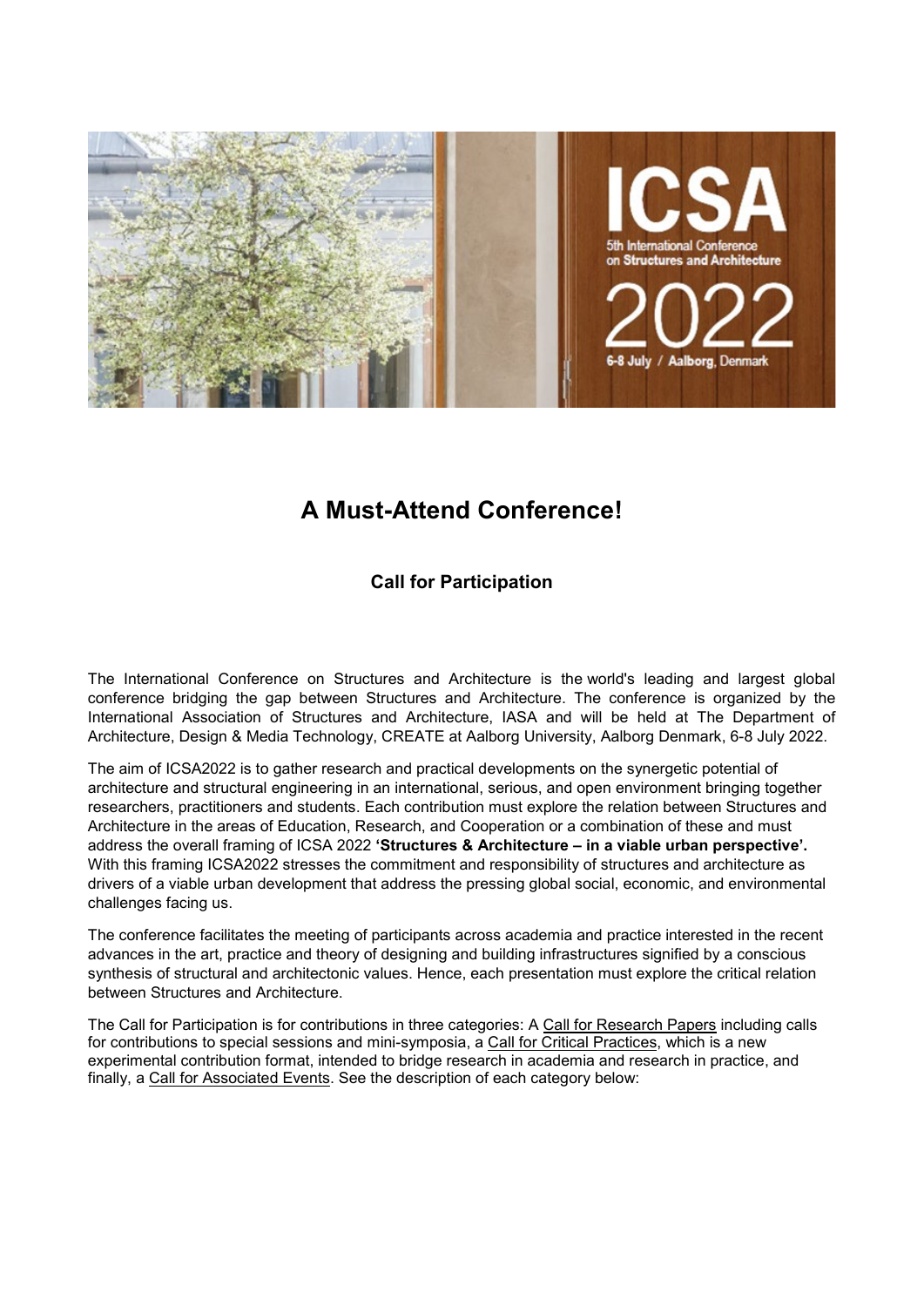# A Must-Attend Conference!

### Call for Participation

The International Conference on Structures and Architecture is the world's leading and largest global conference bridging the gap between Structures and Architecture. The conference is organized by the International Association of Structures and Architecture, IASA and will be held at The Department of Architecture, Design & Media Technology, CREATE at Aalborg University, Aalborg Denmark, 6-8 July 2022.

The aim of ICSA2022 is to gather research and practical developments on the synergetic potential of architecture and structural engineering in an international, serious, and open environment bringing together researchers, practitioners and students. Each contribution must explore the relation between Structures and Architecture in the areas of Education, Research, and Cooperation or a combination of these and must address the overall framing of ICSA 2022 **'Structures & Architecture – in a viable urban perspective'.** With this framing ICSA2022 stresses the commitment and responsibility of structures and architecture as drivers of a viable urban development that address the pressing global social, economic, and environmental challenges facing us.

The conference facilitates the meeting of participants across academia and practice interested in the recent advances in the art, practice and theory of designing and building infrastructures signified by a conscious synthesis of structural and architectonic values. Hence, each presentation must explore the critical relation between Structures and Architecture.

The Call for Participation is for contributions in three categories: A Call for Research Papers including calls for contributions to special sessions and mini-symposia, a Call for Critical Practices, which is a new experimental contribution format, intended to bridge research in academia and research in practice, and finally, a Call for Associated Events. See the description of each category below: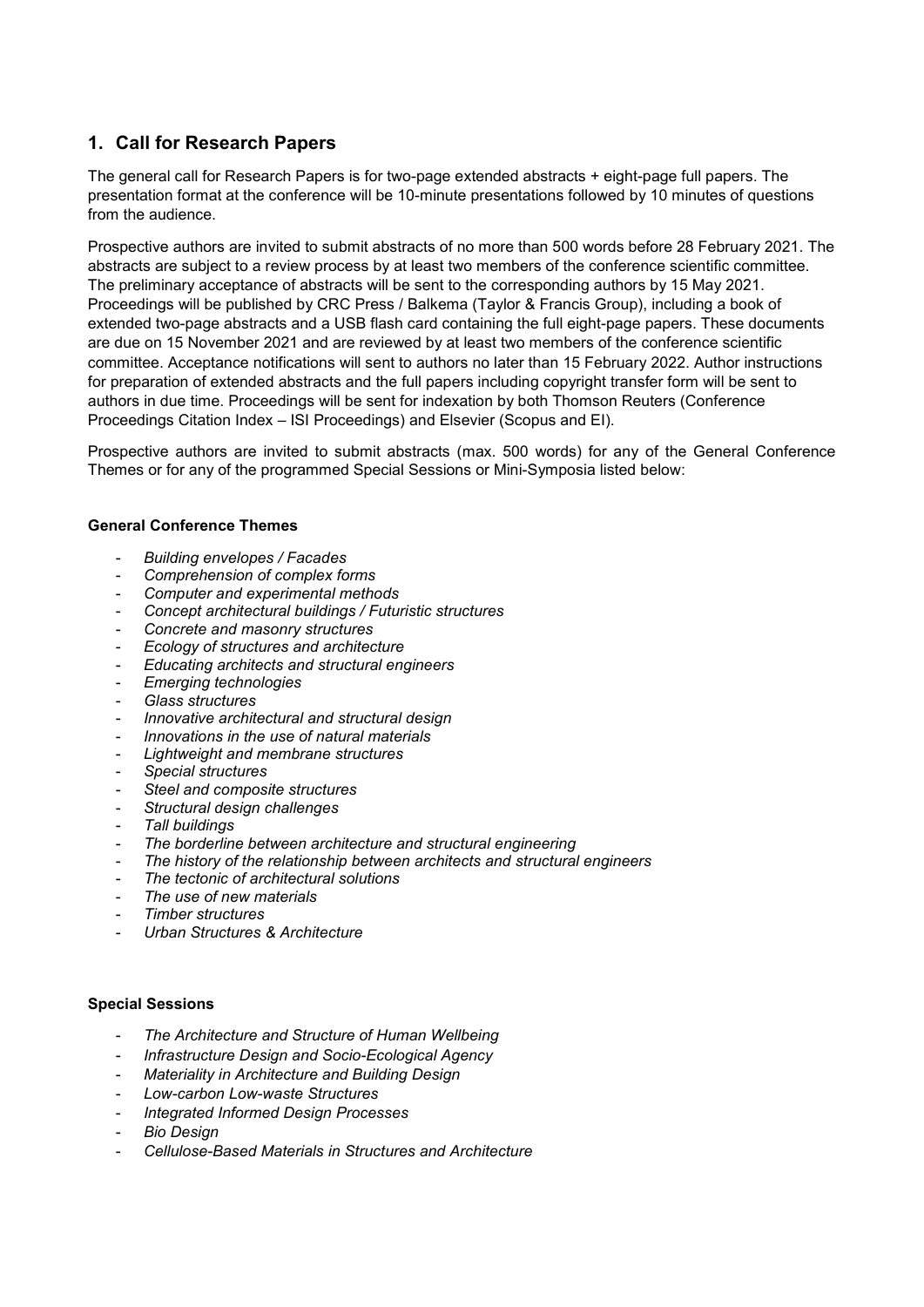## 1. Call for Research Papers

The general call for Research Papers is for two-page extended abstracts + eight-page full papers. The presentation format at the conference will be 10-minute presentations followed by 10 minutes of questions from the audience.

Prospective authors are invited to submit abstracts of no more than 500 words before 28 February 2021. The abstracts are subject to a review process by at least two members of the conference scientific committee. The preliminary acceptance of abstracts will be sent to the corresponding authors by 15 May 2021. Proceedings will be published by CRC Press / Balkema (Taylor & Francis Group), including a book of extended two-page abstracts and a USB flash card containing the full eight-page papers. These documents are due on 15 November 2021 and are reviewed by at least two members of the conference scientific committee. Acceptance notifications will sent to authors no later than 15 February 2022. Author instructions for preparation of extended abstracts and the full papers including copyright transfer form will be sent to authors in due time. Proceedings will be sent for indexation by both Thomson Reuters (Conference Proceedings Citation Index – ISI Proceedings) and Elsevier (Scopus and EI).

Prospective authors are invited to submit abstracts (max. 500 words) for any of the General Conference Themes or for any of the programmed Special Sessions or Mini-Symposia listed below:

**General Conference Themes**

- *Building envelopes / Facades*
- *Comprehension of complex forms*
- *Computer and experimental methods*
- *Concept architectural buildings / Futuristic structures*
- *Concrete and masonry structures*
- *Ecology of structures and architecture*
- *Educating architects and structural engineers*
- *Emerging technologies*
- *Glass structures*
- *Innovative architectural and structural design*
- *Innovations in the use of natural materials*
- *Lightweight and membrane structures*
- *Special structures*
- *Steel and composite structures*
- *Structural design challenges*
- *Tall buildings*
- *The borderline between architecture and structural engineering*
- *The history of the relationship between architects and structural engineers*
- *The tectonic of architectural solutions*
- *The use of new materials*
- *Timber structures*
- *Urban Structures & Architecture*

**Special Sessions**

- *The Architecture and Structure of Human Wellbeing*
- *Infrastructure Design and Socio-Ecological Agency*
- *Materiality in Architecture and Building Design*
- *Low-carbon Low-waste Structures*
- *Integrated Informed Design Processes*
- *Bio Design*
- *Cellulose-Based Materials in Structures and Architecture*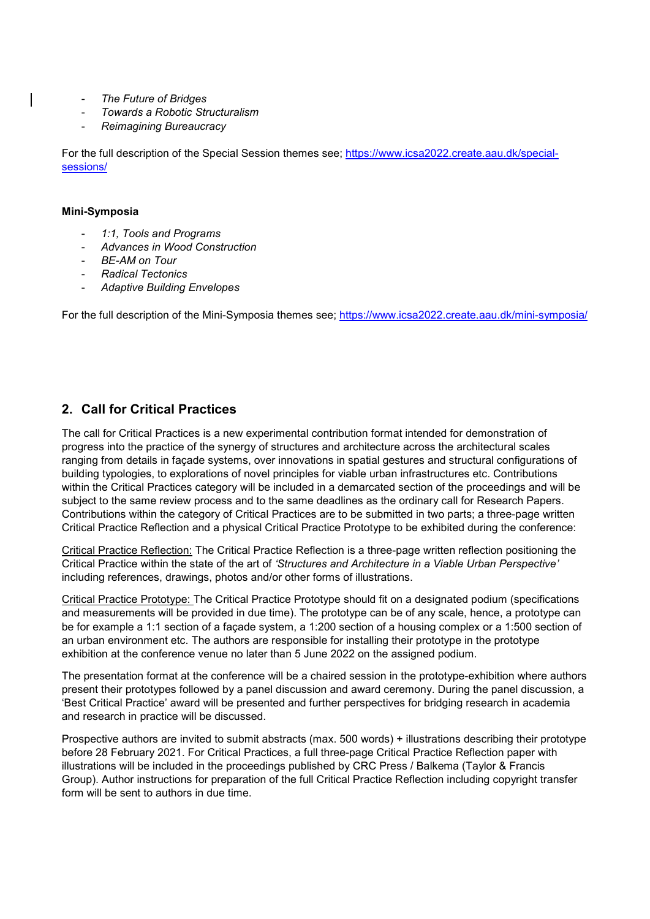- *The Future of Bridges*
- *Towards a Robotic Structuralism*
- *Reimagining Bureaucracy*

For the full description of the Special Session themes see; [https://www.icsa2022.create.aau.dk/special-sessions/](https://www.icsa2022.create.aau.dk/special-sessions/)

**Mini-Symposia**

- *1:1, Tools and Programs*
- *Advances in Wood Construction*
- *BE-AM on Tour*
- *Radical Tectonics*
- *Adaptive Building Envelopes*

For the full description of the Mini-Symposia themes see; [https://www.icsa2022.create.aau.dk/mini-symposia/](https://www.icsa2022.create.aau.dk/mini-symposia/)

## 2. Call for Critical Practices

The call for Critical Practices is a new experimental contribution format intended for demonstration of progress into the practice of the synergy of structures and architecture across the architectural scales ranging from details in façade systems, over innovations in spatial gestures and structural configurations of building typologies, to explorations of novel principles for viable urban infrastructures etc. Contributions within the Critical Practices category will be included in a demarcated section of the proceedings and will be subject to the same review process and to the same deadlines as the ordinary call for Research Papers. Contributions within the category of Critical Practices are to be submitted in two parts; a three-page written Critical Practice Reflection and a physical Critical Practice Prototype to be exhibited during the conference:

Critical Practice Reflection: The Critical Practice Reflection is a three-page written reflection positioning the Critical Practice within the state of the art of *'Structures and Architecture in a Viable Urban Perspective'* including references, drawings, photos and/or other forms of illustrations.

Critical Practice Prototype: The Critical Practice Prototype should fit on a designated podium (specifications and measurements will be provided in due time). The prototype can be of any scale, hence, a prototype can be for example a 1:1 section of a façade system, a 1:200 section of a housing complex or a 1:500 section of an urban environment etc. The authors are responsible for installing their prototype in the prototype exhibition at the conference venue no later than 5 June 2022 on the assigned podium.

The presentation format at the conference will be a chaired session in the prototype-exhibition where authors present their prototypes followed by a panel discussion and award ceremony. During the panel discussion, a 'Best Critical Practice' award will be presented and further perspectives for bridging research in academia and research in practice will be discussed.

Prospective authors are invited to submit abstracts (max. 500 words) + illustrations describing their prototype before 28 February 2021. For Critical Practices, a full three-page Critical Practice Reflection paper with illustrations will be included in the proceedings published by CRC Press / Balkema (Taylor & Francis Group). Author instructions for preparation of the full Critical Practice Reflection including copyright transfer form will be sent to authors in due time.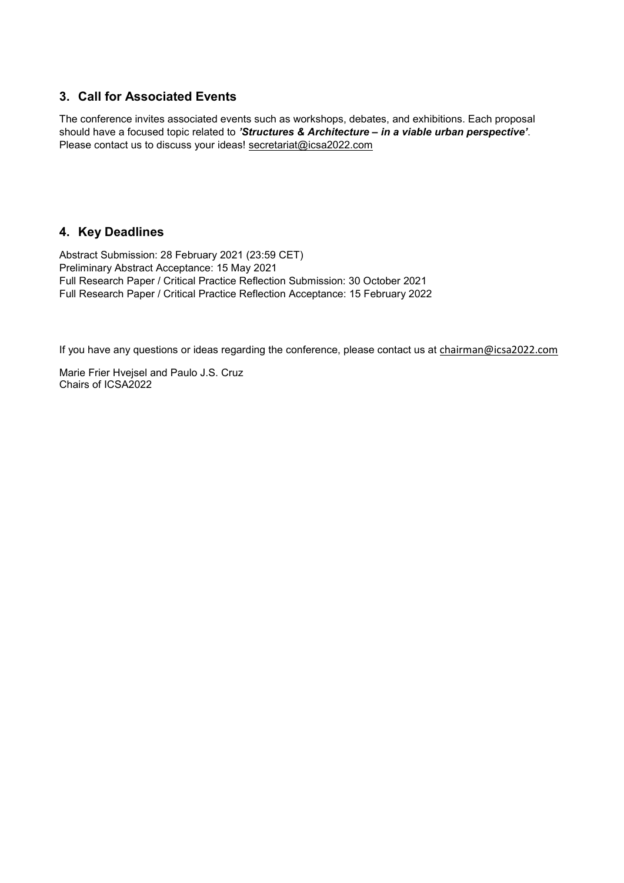## 3. Call for Associated Events

The conference invites associated events such as workshops, debates, and exhibitions. Each proposal should have a focused topic related to ***'Structures & Architecture – in a viable urban perspective'***. Please contact us to discuss your ideas! secretariat@icsa2022.com

## 4. Key Deadlines

Abstract Submission: 28 February 2021 (23:59 CET)
Preliminary Abstract Acceptance: 15 May 2021
Full Research Paper / Critical Practice Reflection Submission: 30 October 2021
Full Research Paper / Critical Practice Reflection Acceptance: 15 February 2022

If you have any questions or ideas regarding the conference, please contact us at chairman@icsa2022.com

Marie Frier Hvejsel and Paulo J.S. Cruz
Chairs of ICSA2022